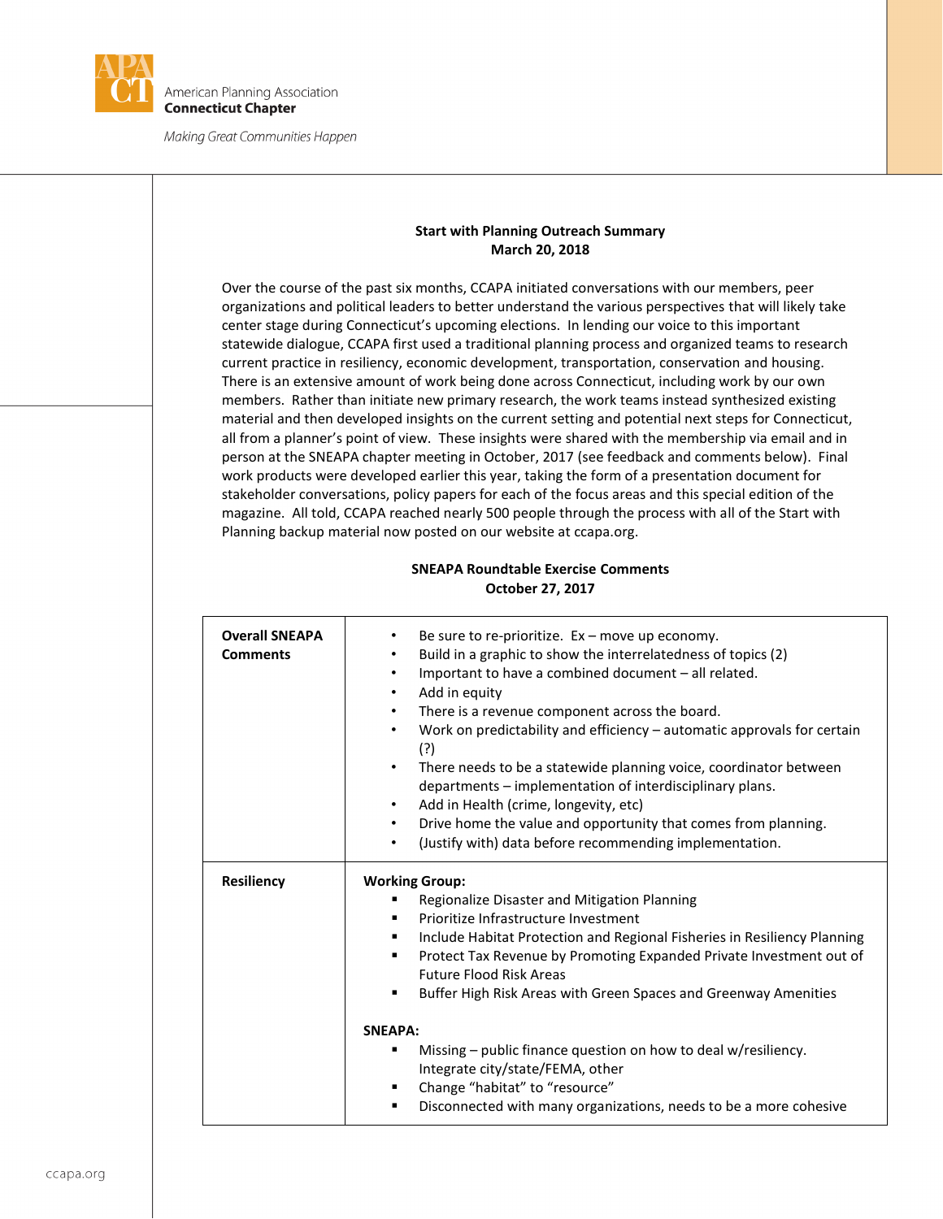American Planning Association
**Connecticut Chapter**

*Making Great Communities Happen*

**Start with Planning Outreach Summary**
**March 20, 2018**

Over the course of the past six months, CCAPA initiated conversations with our members, peer organizations and political leaders to better understand the various perspectives that will likely take center stage during Connecticut's upcoming elections. In lending our voice to this important statewide dialogue, CCAPA first used a traditional planning process and organized teams to research current practice in resiliency, economic development, transportation, conservation and housing. There is an extensive amount of work being done across Connecticut, including work by our own members. Rather than initiate new primary research, the work teams instead synthesized existing material and then developed insights on the current setting and potential next steps for Connecticut, all from a planner's point of view. These insights were shared with the membership via email and in person at the SNEAPA chapter meeting in October, 2017 (see feedback and comments below). Final work products were developed earlier this year, taking the form of a presentation document for stakeholder conversations, policy papers for each of the focus areas and this special edition of the magazine. All told, CCAPA reached nearly 500 people through the process with all of the Start with Planning backup material now posted on our website at ccapa.org.

**SNEAPA Roundtable Exercise Comments**
**October 27, 2017**

| | |
|---|---|
| **Overall SNEAPA Comments** | • Be sure to re-prioritize. Ex – move up economy.<br>• Build in a graphic to show the interrelatedness of topics (2)<br>• Important to have a combined document – all related.<br>• Add in equity<br>• There is a revenue component across the board.<br>• Work on predictability and efficiency – automatic approvals for certain (?)<br>• There needs to be a statewide planning voice, coordinator between departments – implementation of interdisciplinary plans.<br>• Add in Health (crime, longevity, etc)<br>• Drive home the value and opportunity that comes from planning.<br>• (Justify with) data before recommending implementation. |
| **Resiliency** | **Working Group:**<br>▪ Regionalize Disaster and Mitigation Planning<br>▪ Prioritize Infrastructure Investment<br>▪ Include Habitat Protection and Regional Fisheries in Resiliency Planning<br>▪ Protect Tax Revenue by Promoting Expanded Private Investment out of Future Flood Risk Areas<br>▪ Buffer High Risk Areas with Green Spaces and Greenway Amenities<br><br>**SNEAPA:**<br>▪ Missing – public finance question on how to deal w/resiliency. Integrate city/state/FEMA, other<br>▪ Change "habitat" to "resource"<br>▪ Disconnected with many organizations, needs to be a more cohesive |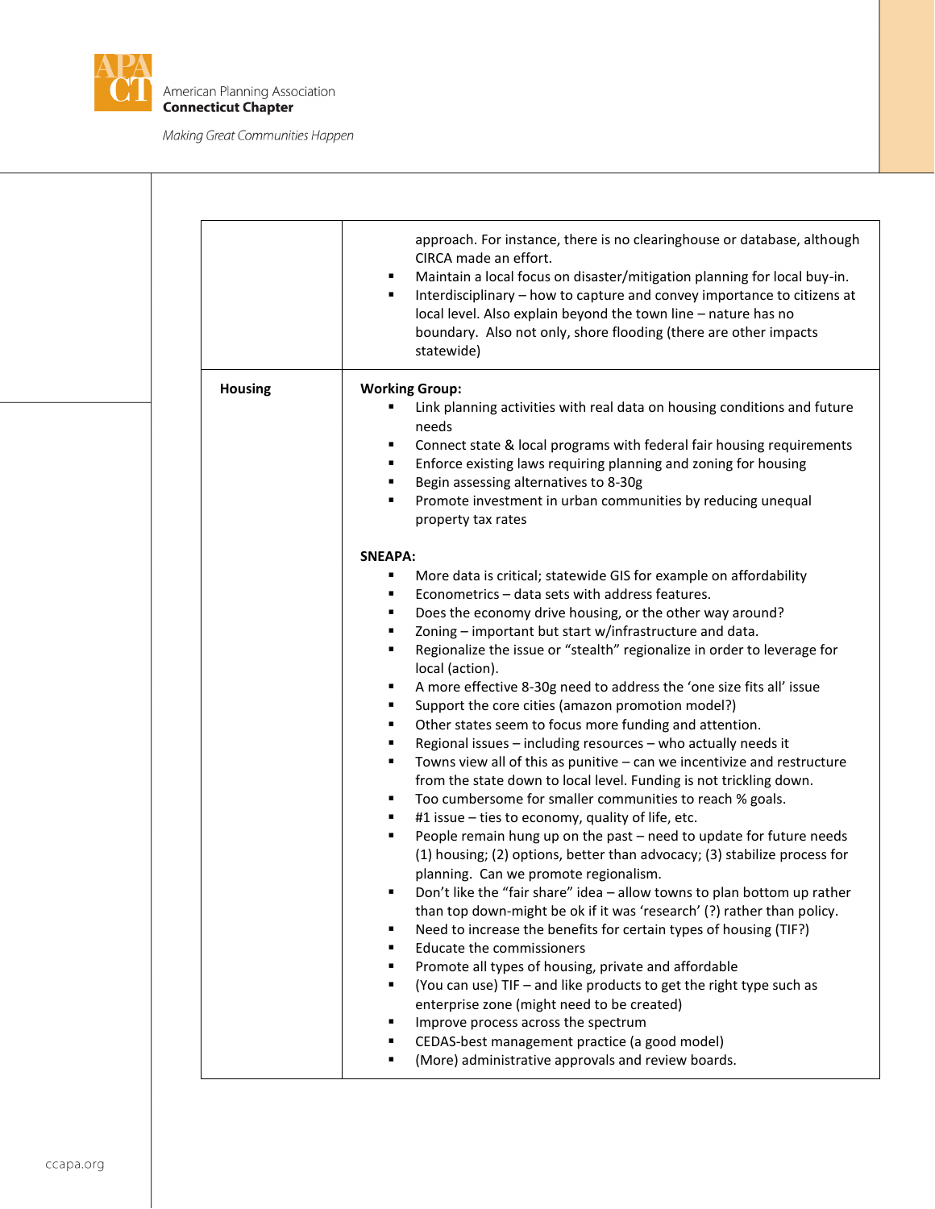| | |
|---|---|
| | approach. For instance, there is no clearinghouse or database, although CIRCA made an effort.<br>▪ Maintain a local focus on disaster/mitigation planning for local buy-in.<br>▪ Interdisciplinary – how to capture and convey importance to citizens at local level. Also explain beyond the town line – nature has no boundary. Also not only, shore flooding (there are other impacts statewide) |
| **Housing** | **Working Group:**<br>▪ Link planning activities with real data on housing conditions and future needs<br>▪ Connect state & local programs with federal fair housing requirements<br>▪ Enforce existing laws requiring planning and zoning for housing<br>▪ Begin assessing alternatives to 8-30g<br>▪ Promote investment in urban communities by reducing unequal property tax rates<br><br>**SNEAPA:**<br>▪ More data is critical; statewide GIS for example on affordability<br>▪ Econometrics – data sets with address features.<br>▪ Does the economy drive housing, or the other way around?<br>▪ Zoning – important but start w/infrastructure and data.<br>▪ Regionalize the issue or "stealth" regionalize in order to leverage for local (action).<br>▪ A more effective 8-30g need to address the 'one size fits all' issue<br>▪ Support the core cities (amazon promotion model?)<br>▪ Other states seem to focus more funding and attention.<br>▪ Regional issues – including resources – who actually needs it<br>▪ Towns view all of this as punitive – can we incentivize and restructure from the state down to local level. Funding is not trickling down.<br>▪ Too cumbersome for smaller communities to reach % goals.<br>▪ #1 issue – ties to economy, quality of life, etc.<br>▪ People remain hung up on the past – need to update for future needs (1) housing; (2) options, better than advocacy; (3) stabilize process for planning. Can we promote regionalism.<br>▪ Don't like the "fair share" idea – allow towns to plan bottom up rather than top down-might be ok if it was 'research' (?) rather than policy.<br>▪ Need to increase the benefits for certain types of housing (TIF?)<br>▪ Educate the commissioners<br>▪ Promote all types of housing, private and affordable<br>▪ (You can use) TIF – and like products to get the right type such as enterprise zone (might need to be created)<br>▪ Improve process across the spectrum<br>▪ CEDAS-best management practice (a good model)<br>▪ (More) administrative approvals and review boards. |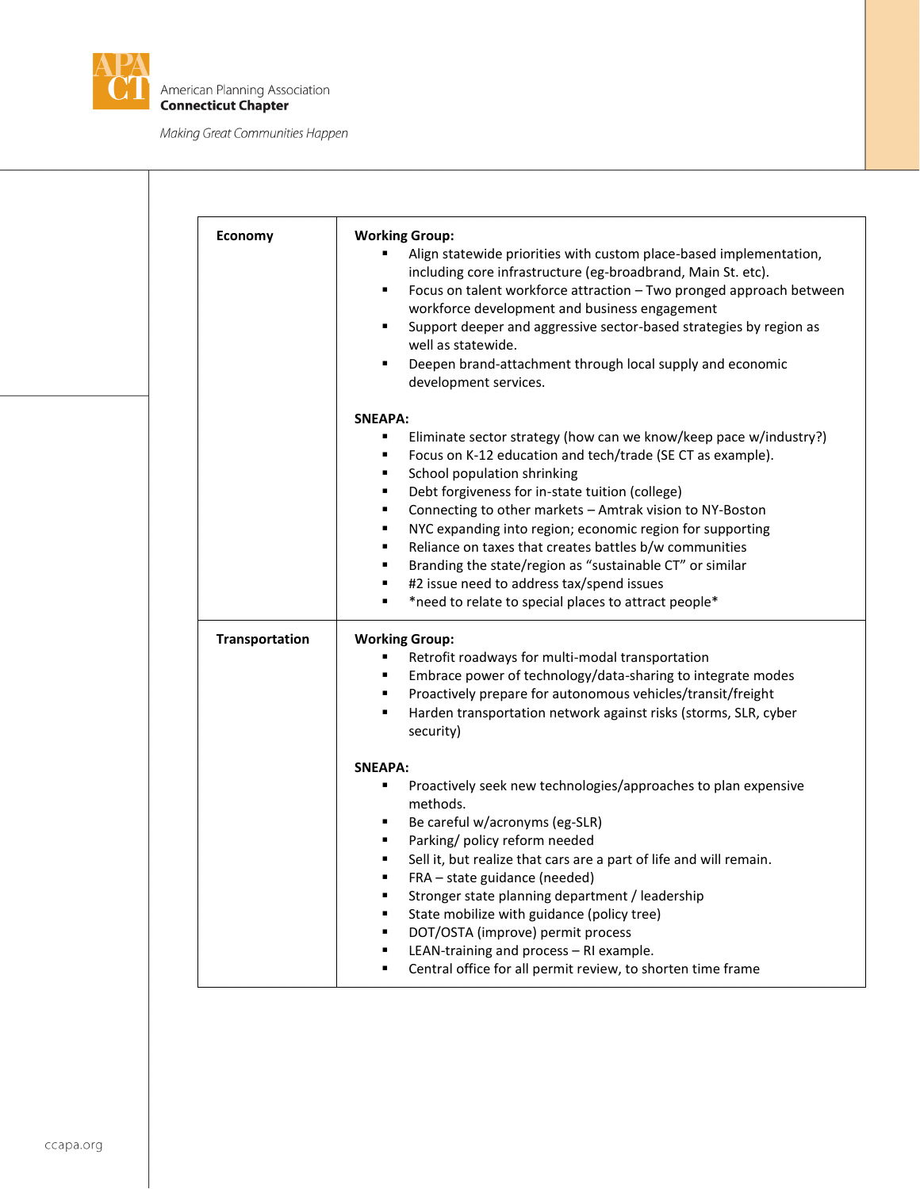| | |
|---|---|
| **Economy** | **Working Group:**<br>▪ Align statewide priorities with custom place-based implementation, including core infrastructure (eg-broadbrand, Main St. etc).<br>▪ Focus on talent workforce attraction – Two pronged approach between workforce development and business engagement<br>▪ Support deeper and aggressive sector-based strategies by region as well as statewide.<br>▪ Deepen brand-attachment through local supply and economic development services.<br><br>**SNEAPA:**<br>▪ Eliminate sector strategy (how can we know/keep pace w/industry?)<br>▪ Focus on K-12 education and tech/trade (SE CT as example).<br>▪ School population shrinking<br>▪ Debt forgiveness for in-state tuition (college)<br>▪ Connecting to other markets – Amtrak vision to NY-Boston<br>▪ NYC expanding into region; economic region for supporting<br>▪ Reliance on taxes that creates battles b/w communities<br>▪ Branding the state/region as "sustainable CT" or similar<br>▪ #2 issue need to address tax/spend issues<br>▪ *need to relate to special places to attract people* |
| **Transportation** | **Working Group:**<br>▪ Retrofit roadways for multi-modal transportation<br>▪ Embrace power of technology/data-sharing to integrate modes<br>▪ Proactively prepare for autonomous vehicles/transit/freight<br>▪ Harden transportation network against risks (storms, SLR, cyber security)<br><br>**SNEAPA:**<br>▪ Proactively seek new technologies/approaches to plan expensive methods.<br>▪ Be careful w/acronyms (eg-SLR)<br>▪ Parking/ policy reform needed<br>▪ Sell it, but realize that cars are a part of life and will remain.<br>▪ FRA – state guidance (needed)<br>▪ Stronger state planning department / leadership<br>▪ State mobilize with guidance (policy tree)<br>▪ DOT/OSTA (improve) permit process<br>▪ LEAN-training and process – RI example.<br>▪ Central office for all permit review, to shorten time frame |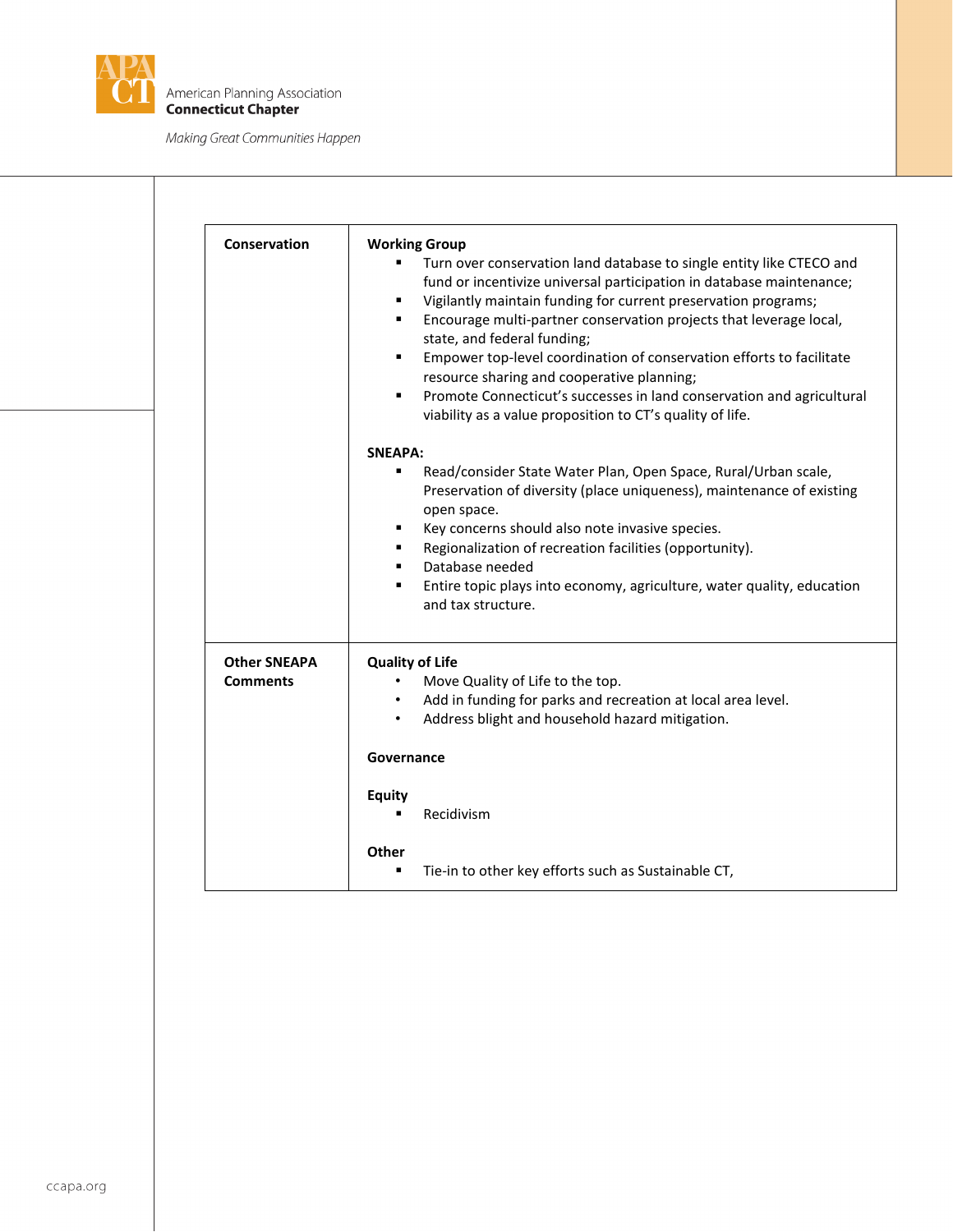| | |
|---|---|
| **Conservation** | **Working Group**<br>▪ Turn over conservation land database to single entity like CTECO and fund or incentivize universal participation in database maintenance;<br>▪ Vigilantly maintain funding for current preservation programs;<br>▪ Encourage multi-partner conservation projects that leverage local, state, and federal funding;<br>▪ Empower top-level coordination of conservation efforts to facilitate resource sharing and cooperative planning;<br>▪ Promote Connecticut's successes in land conservation and agricultural viability as a value proposition to CT's quality of life.<br><br>**SNEAPA:**<br>▪ Read/consider State Water Plan, Open Space, Rural/Urban scale, Preservation of diversity (place uniqueness), maintenance of existing open space.<br>▪ Key concerns should also note invasive species.<br>▪ Regionalization of recreation facilities (opportunity).<br>▪ Database needed<br>▪ Entire topic plays into economy, agriculture, water quality, education and tax structure. |
| **Other SNEAPA Comments** | **Quality of Life**<br>• Move Quality of Life to the top.<br>• Add in funding for parks and recreation at local area level.<br>• Address blight and household hazard mitigation.<br><br>**Governance**<br><br>**Equity**<br>▪ Recidivism<br><br>**Other**<br>▪ Tie-in to other key efforts such as Sustainable CT, |